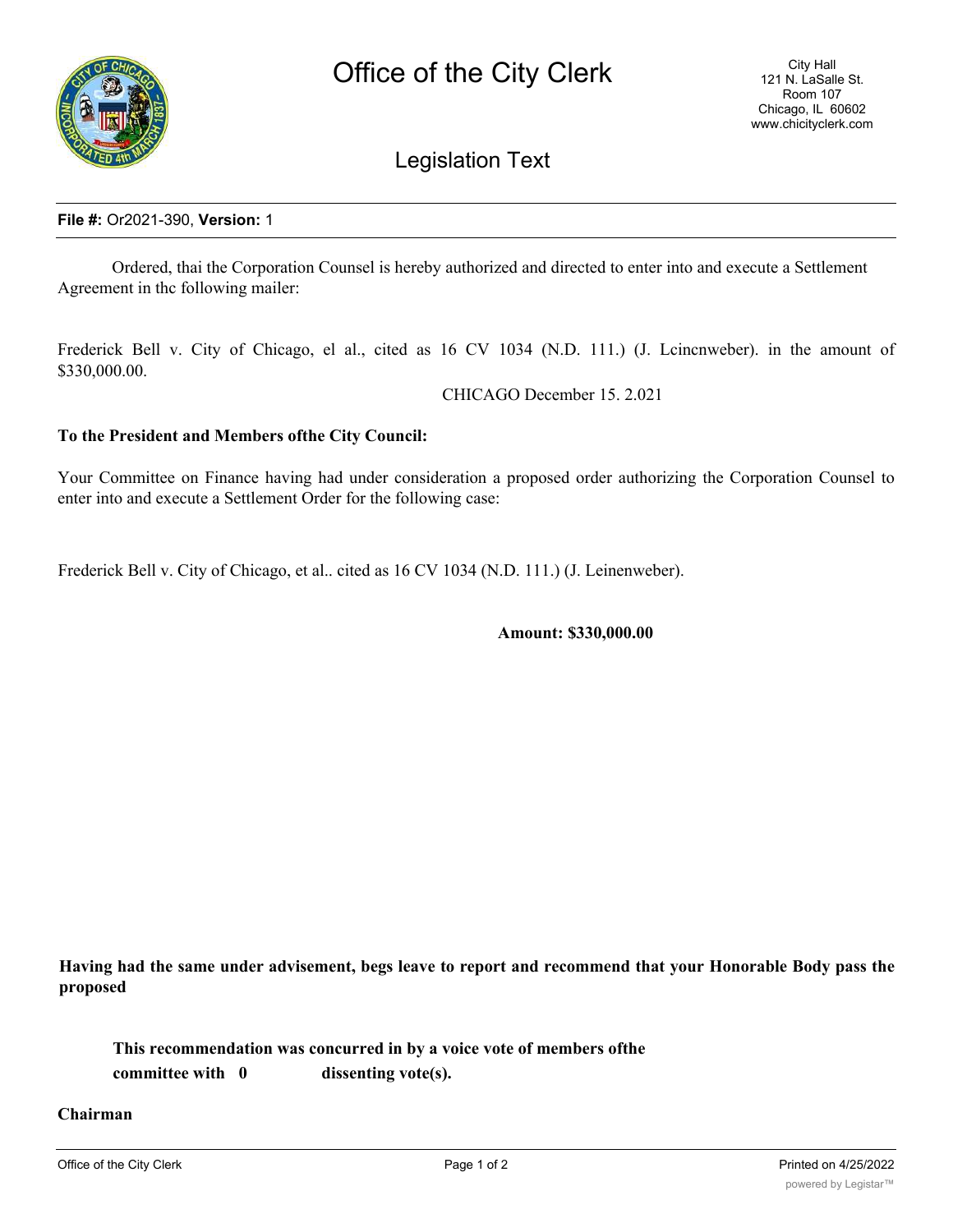# Office of the City Clerk

City Hall
121 N. LaSalle St.
Room 107
Chicago, IL 60602
www.chicityclerk.com

## Legislation Text

**File #:** Or2021-390, **Version:** 1

Ordered, thai the Corporation Counsel is hereby authorized and directed to enter into and execute a Settlement Agreement in thc following mailer:

Frederick Bell v. City of Chicago, el al., cited as 16 CV 1034 (N.D. 111.) (J. Lcincnweber). in the amount of $330,000.00.

CHICAGO December 15. 2.021

**To the President and Members ofthe City Council:**

Your Committee on Finance having had under consideration a proposed order authorizing the Corporation Counsel to enter into and execute a Settlement Order for the following case:

Frederick Bell v. City of Chicago, et al.. cited as 16 CV 1034 (N.D. 111.) (J. Leinenweber).

**Amount: $330,000.00**

**Having had the same under advisement, begs leave to report and recommend that your Honorable Body pass the proposed**

**This recommendation was concurred in by a voice vote of members ofthe committee with 0 dissenting vote(s).**

**Chairman**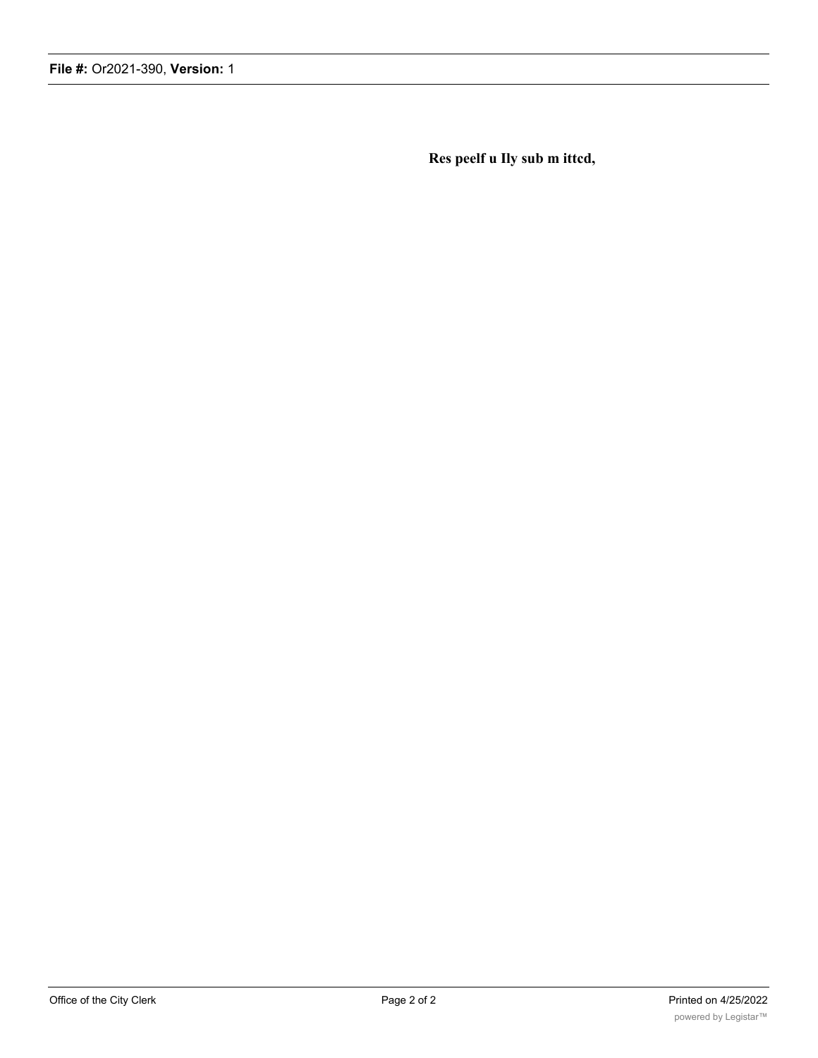**Res peelf u Ily sub m ittcd,**